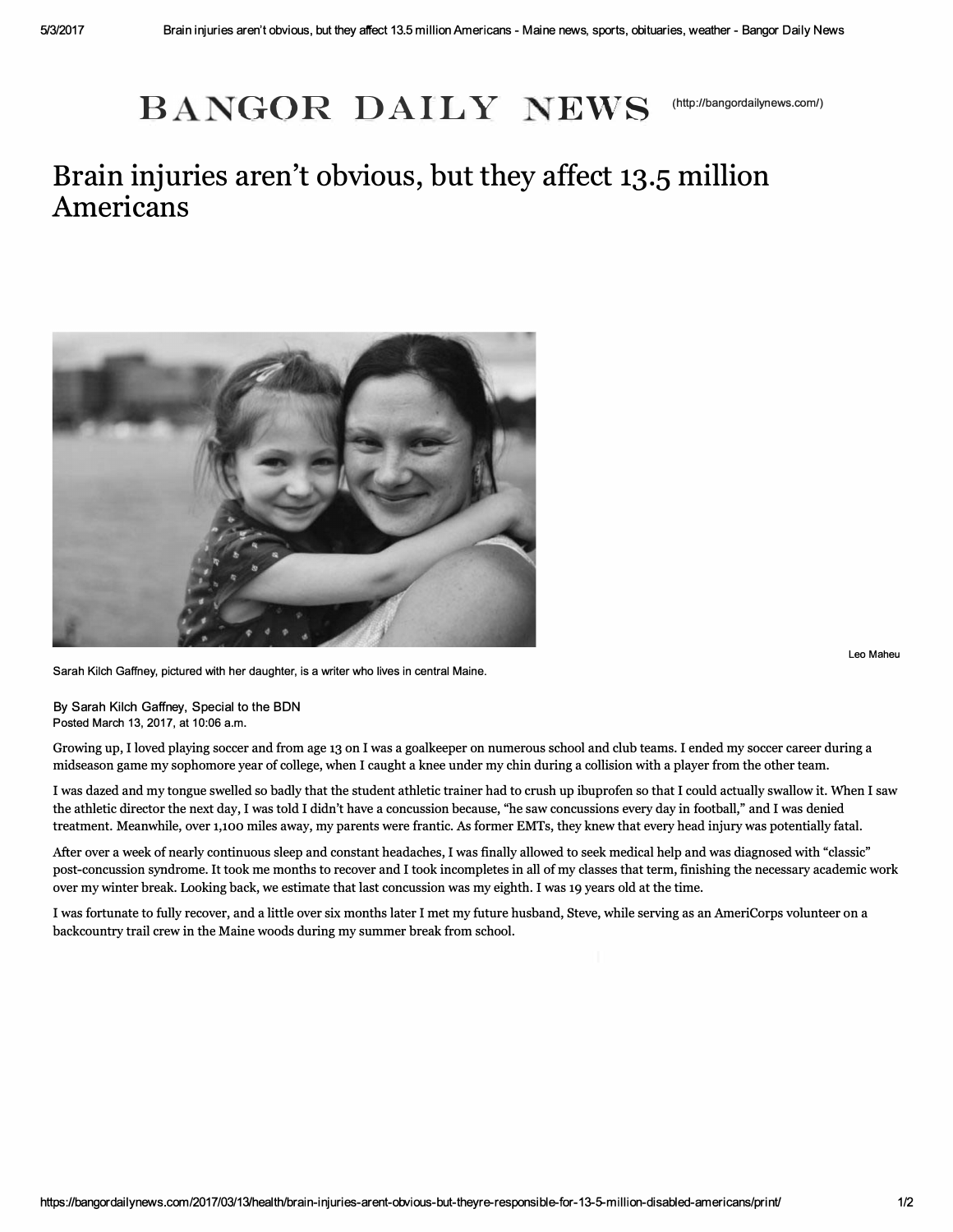# BANGOR DAILY NEWS

(http://bangordailynews.com/)

# Brain injuries aren't obvious, but they affect 13.5 million Americans

Leo Maheu

Sarah Kilch Gaffney, pictured with her daughter, is a writer who lives in central Maine.

By Sarah Kilch Gaffney, Special to the BDN
Posted March 13, 2017, at 10:06 a.m.

Growing up, I loved playing soccer and from age 13 on I was a goalkeeper on numerous school and club teams. I ended my soccer career during a midseason game my sophomore year of college, when I caught a knee under my chin during a collision with a player from the other team.

I was dazed and my tongue swelled so badly that the student athletic trainer had to crush up ibuprofen so that I could actually swallow it. When I saw the athletic director the next day, I was told I didn't have a concussion because, "he saw concussions every day in football," and I was denied treatment. Meanwhile, over 1,100 miles away, my parents were frantic. As former EMTs, they knew that every head injury was potentially fatal.

After over a week of nearly continuous sleep and constant headaches, I was finally allowed to seek medical help and was diagnosed with "classic" post-concussion syndrome. It took me months to recover and I took incompletes in all of my classes that term, finishing the necessary academic work over my winter break. Looking back, we estimate that last concussion was my eighth. I was 19 years old at the time.

I was fortunate to fully recover, and a little over six months later I met my future husband, Steve, while serving as an AmeriCorps volunteer on a backcountry trail crew in the Maine woods during my summer break from school.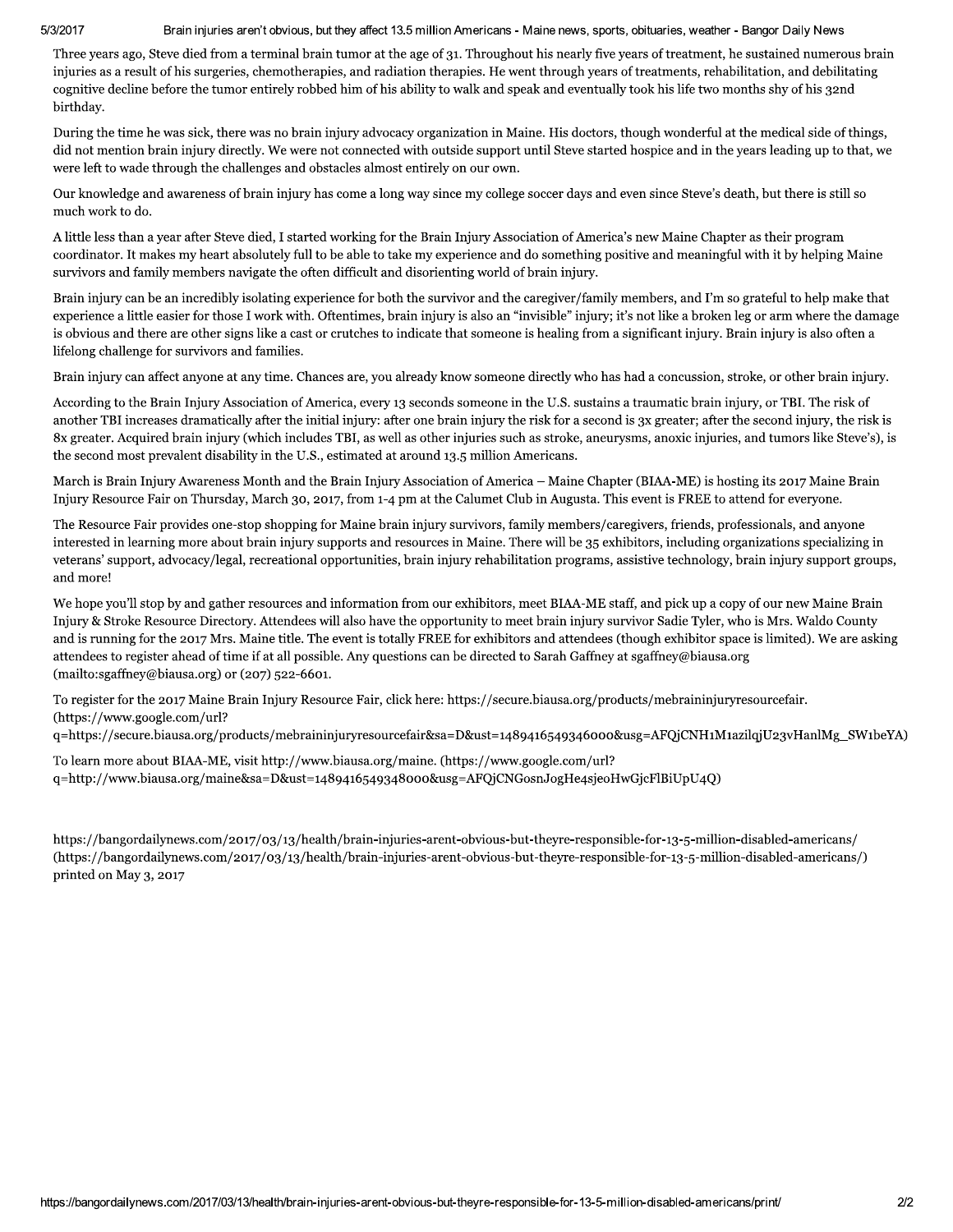Three years ago, Steve died from a terminal brain tumor at the age of 31. Throughout his nearly five years of treatment, he sustained numerous brain injuries as a result of his surgeries, chemotherapies, and radiation therapies. He went through years of treatments, rehabilitation, and debilitating cognitive decline before the tumor entirely robbed him of his ability to walk and speak and eventually took his life two months shy of his 32nd birthday.

During the time he was sick, there was no brain injury advocacy organization in Maine. His doctors, though wonderful at the medical side of things, did not mention brain injury directly. We were not connected with outside support until Steve started hospice and in the years leading up to that, we were left to wade through the challenges and obstacles almost entirely on our own.

Our knowledge and awareness of brain injury has come a long way since my college soccer days and even since Steve's death, but there is still so much work to do.

A little less than a year after Steve died, I started working for the Brain Injury Association of America's new Maine Chapter as their program coordinator. It makes my heart absolutely full to be able to take my experience and do something positive and meaningful with it by helping Maine survivors and family members navigate the often difficult and disorienting world of brain injury.

Brain injury can be an incredibly isolating experience for both the survivor and the caregiver/family members, and I'm so grateful to help make that experience a little easier for those I work with. Oftentimes, brain injury is also an "invisible" injury; it's not like a broken leg or arm where the damage is obvious and there are other signs like a cast or crutches to indicate that someone is healing from a significant injury. Brain injury is also often a lifelong challenge for survivors and families.

Brain injury can affect anyone at any time. Chances are, you already know someone directly who has had a concussion, stroke, or other brain injury.

According to the Brain Injury Association of America, every 13 seconds someone in the U.S. sustains a traumatic brain injury, or TBI. The risk of another TBI increases dramatically after the initial injury: after one brain injury the risk for a second is 3x greater; after the second injury, the risk is 8x greater. Acquired brain injury (which includes TBI, as well as other injuries such as stroke, aneurysms, anoxic injuries, and tumors like Steve's), is the second most prevalent disability in the U.S., estimated at around 13.5 million Americans.

March is Brain Injury Awareness Month and the Brain Injury Association of America – Maine Chapter (BIAA-ME) is hosting its 2017 Maine Brain Injury Resource Fair on Thursday, March 30, 2017, from 1-4 pm at the Calumet Club in Augusta. This event is FREE to attend for everyone.

The Resource Fair provides one-stop shopping for Maine brain injury survivors, family members/caregivers, friends, professionals, and anyone interested in learning more about brain injury supports and resources in Maine. There will be 35 exhibitors, including organizations specializing in veterans' support, advocacy/legal, recreational opportunities, brain injury rehabilitation programs, assistive technology, brain injury support groups, and more!

We hope you'll stop by and gather resources and information from our exhibitors, meet BIAA-ME staff, and pick up a copy of our new Maine Brain Injury & Stroke Resource Directory. Attendees will also have the opportunity to meet brain injury survivor Sadie Tyler, who is Mrs. Waldo County and is running for the 2017 Mrs. Maine title. The event is totally FREE for exhibitors and attendees (though exhibitor space is limited). We are asking attendees to register ahead of time if at all possible. Any questions can be directed to Sarah Gaffney at sgaffney@biausa.org (mailto:sgaffney@biausa.org) or (207) 522-6601.

To register for the 2017 Maine Brain Injury Resource Fair, click here: https://secure.biausa.org/products/mebraininjuryresourcefair. (https://www.google.com/url?q=https://secure.biausa.org/products/mebraininjuryresourcefair&sa=D&ust=1489416549346000&usg=AFQjCNH1M1azilqjU23vHanlMg_SW1beYA)

To learn more about BIAA-ME, visit http://www.biausa.org/maine. (https://www.google.com/url?q=http://www.biausa.org/maine&sa=D&ust=1489416549348000&usg=AFQjCNGosnJogHe4sjeoHwGjcFlBiUpU4Q)

https://bangordailynews.com/2017/03/13/health/brain-injuries-arent-obvious-but-theyre-responsible-for-13-5-million-disabled-americans/ (https://bangordailynews.com/2017/03/13/health/brain-injuries-arent-obvious-but-theyre-responsible-for-13-5-million-disabled-americans/) printed on May 3, 2017